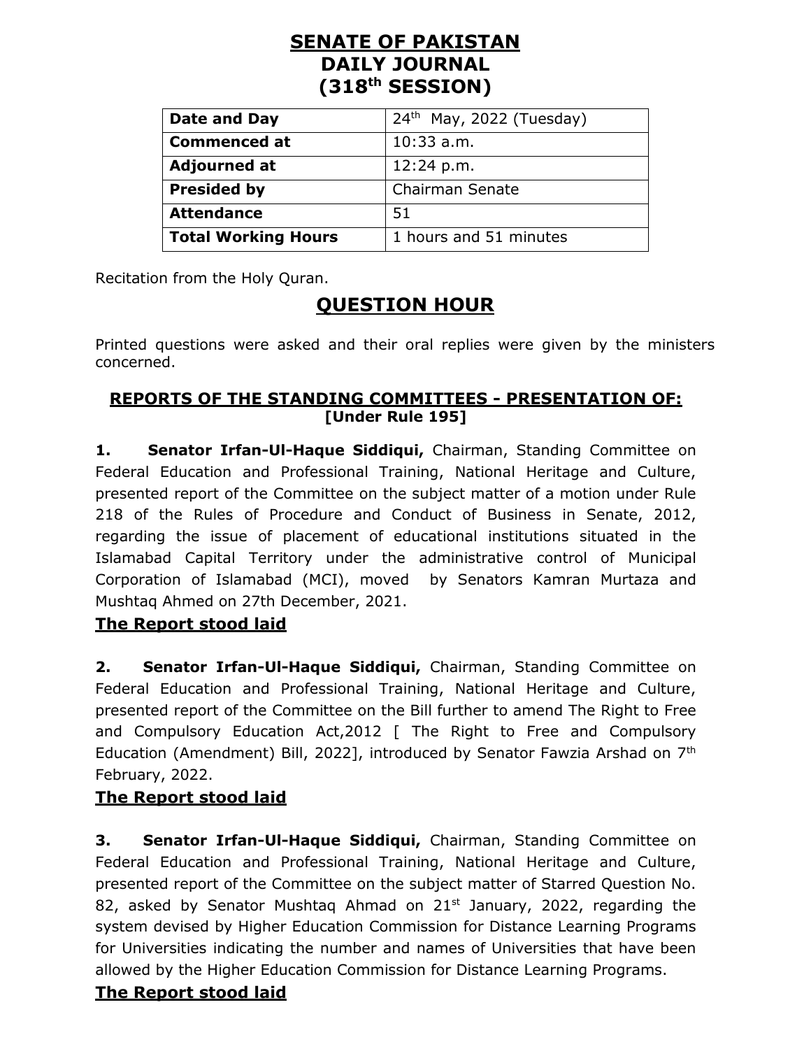# SENATE OF PAKISTAN
# DAILY JOURNAL
# (318th SESSION)

| Date and Day | 24th May, 2022 (Tuesday) |
|---|---|
| Commenced at | 10:33 a.m. |
| Adjourned at | 12:24 p.m. |
| Presided by | Chairman Senate |
| Attendance | 51 |
| Total Working Hours | 1 hours and 51 minutes |

Recitation from the Holy Quran.

## QUESTION HOUR

Printed questions were asked and their oral replies were given by the ministers concerned.

### REPORTS OF THE STANDING COMMITTEES - PRESENTATION OF:
**[Under Rule 195]**

**1. Senator Irfan-Ul-Haque Siddiqui,** Chairman, Standing Committee on Federal Education and Professional Training, National Heritage and Culture, presented report of the Committee on the subject matter of a motion under Rule 218 of the Rules of Procedure and Conduct of Business in Senate, 2012, regarding the issue of placement of educational institutions situated in the Islamabad Capital Territory under the administrative control of Municipal Corporation of Islamabad (MCI), moved by Senators Kamran Murtaza and Mushtaq Ahmed on 27th December, 2021.

**The Report stood laid**

**2. Senator Irfan-Ul-Haque Siddiqui,** Chairman, Standing Committee on Federal Education and Professional Training, National Heritage and Culture, presented report of the Committee on the Bill further to amend The Right to Free and Compulsory Education Act,2012 [ The Right to Free and Compulsory Education (Amendment) Bill, 2022], introduced by Senator Fawzia Arshad on 7th February, 2022.

**The Report stood laid**

**3. Senator Irfan-Ul-Haque Siddiqui,** Chairman, Standing Committee on Federal Education and Professional Training, National Heritage and Culture, presented report of the Committee on the subject matter of Starred Question No. 82, asked by Senator Mushtaq Ahmad on 21st January, 2022, regarding the system devised by Higher Education Commission for Distance Learning Programs for Universities indicating the number and names of Universities that have been allowed by the Higher Education Commission for Distance Learning Programs.

**The Report stood laid**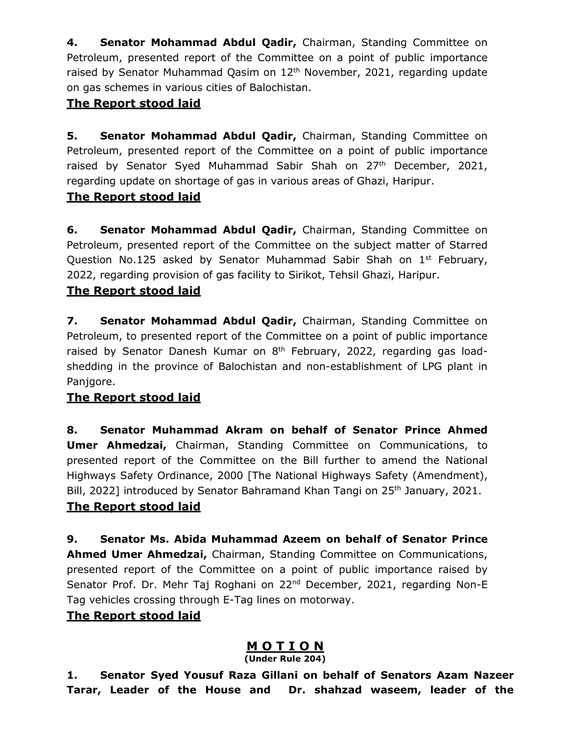**4. Senator Mohammad Abdul Qadir,** Chairman, Standing Committee on Petroleum, presented report of the Committee on a point of public importance raised by Senator Muhammad Qasim on 12th November, 2021, regarding update on gas schemes in various cities of Balochistan.

**<u>The Report stood laid</u>**

**5. Senator Mohammad Abdul Qadir,** Chairman, Standing Committee on Petroleum, presented report of the Committee on a point of public importance raised by Senator Syed Muhammad Sabir Shah on 27th December, 2021, regarding update on shortage of gas in various areas of Ghazi, Haripur.

**<u>The Report stood laid</u>**

**6. Senator Mohammad Abdul Qadir,** Chairman, Standing Committee on Petroleum, presented report of the Committee on the subject matter of Starred Question No.125 asked by Senator Muhammad Sabir Shah on 1st February, 2022, regarding provision of gas facility to Sirikot, Tehsil Ghazi, Haripur.

**<u>The Report stood laid</u>**

**7. Senator Mohammad Abdul Qadir,** Chairman, Standing Committee on Petroleum, to presented report of the Committee on a point of public importance raised by Senator Danesh Kumar on 8th February, 2022, regarding gas load-shedding in the province of Balochistan and non-establishment of LPG plant in Panjgore.

**<u>The Report stood laid</u>**

**8. Senator Muhammad Akram on behalf of Senator Prince Ahmed Umer Ahmedzai,** Chairman, Standing Committee on Communications, to presented report of the Committee on the Bill further to amend the National Highways Safety Ordinance, 2000 [The National Highways Safety (Amendment), Bill, 2022] introduced by Senator Bahramand Khan Tangi on 25th January, 2021.

**<u>The Report stood laid</u>**

**9. Senator Ms. Abida Muhammad Azeem on behalf of Senator Prince Ahmed Umer Ahmedzai,** Chairman, Standing Committee on Communications, presented report of the Committee on a point of public importance raised by Senator Prof. Dr. Mehr Taj Roghani on 22nd December, 2021, regarding Non-E Tag vehicles crossing through E-Tag lines on motorway.

**<u>The Report stood laid</u>**

## <u>M O T I O N</u>

**(Under Rule 204)**

**1. Senator Syed Yousuf Raza Gillani on behalf of Senators Azam Nazeer Tarar, Leader of the House and Dr. shahzad waseem, leader of the**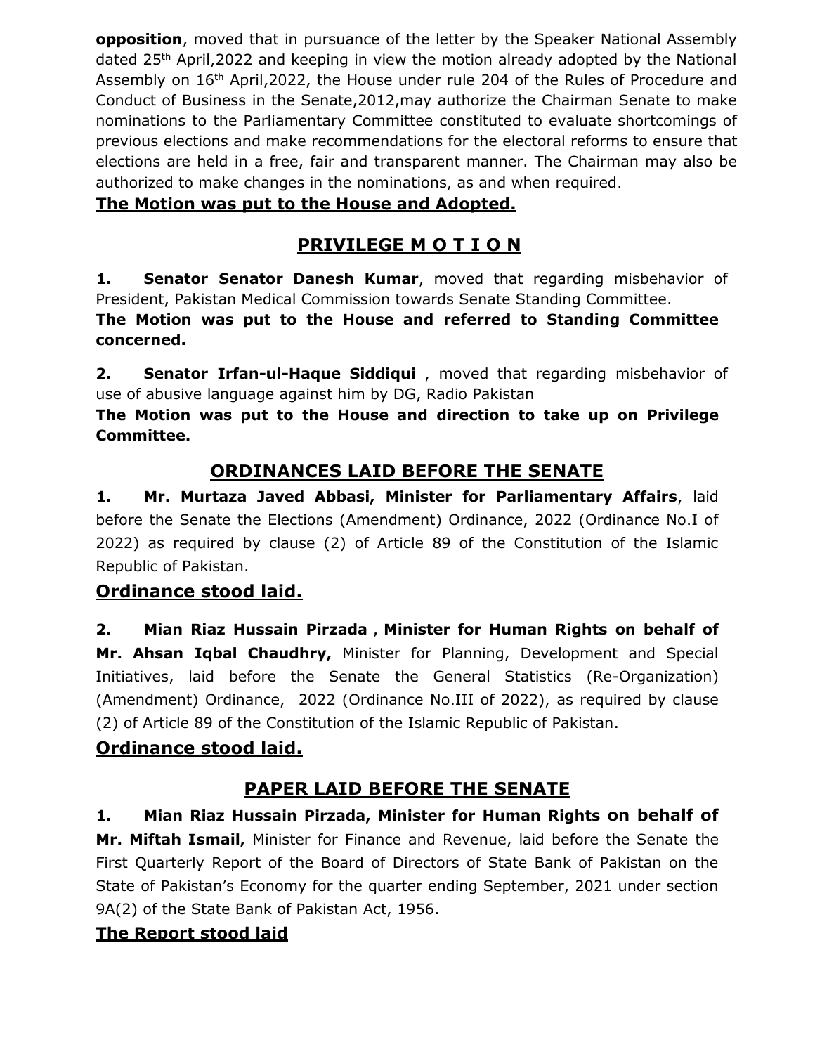**opposition**, moved that in pursuance of the letter by the Speaker National Assembly dated 25th April,2022 and keeping in view the motion already adopted by the National Assembly on 16th April,2022, the House under rule 204 of the Rules of Procedure and Conduct of Business in the Senate,2012,may authorize the Chairman Senate to make nominations to the Parliamentary Committee constituted to evaluate shortcomings of previous elections and make recommendations for the electoral reforms to ensure that elections are held in a free, fair and transparent manner. The Chairman may also be authorized to make changes in the nominations, as and when required.

**The Motion was put to the House and Adopted.**

## PRIVILEGE M O T I O N

**1. Senator Senator Danesh Kumar**, moved that regarding misbehavior of President, Pakistan Medical Commission towards Senate Standing Committee.

**The Motion was put to the House and referred to Standing Committee concerned.**

**2. Senator Irfan-ul-Haque Siddiqui** , moved that regarding misbehavior of use of abusive language against him by DG, Radio Pakistan

**The Motion was put to the House and direction to take up on Privilege Committee.**

## ORDINANCES LAID BEFORE THE SENATE

**1. Mr. Murtaza Javed Abbasi, Minister for Parliamentary Affairs**, laid before the Senate the Elections (Amendment) Ordinance, 2022 (Ordinance No.I of 2022) as required by clause (2) of Article 89 of the Constitution of the Islamic Republic of Pakistan.

**Ordinance stood laid.**

**2. Mian Riaz Hussain Pirzada** , **Minister for Human Rights on behalf of Mr. Ahsan Iqbal Chaudhry,** Minister for Planning, Development and Special Initiatives, laid before the Senate the General Statistics (Re-Organization) (Amendment) Ordinance, 2022 (Ordinance No.III of 2022), as required by clause (2) of Article 89 of the Constitution of the Islamic Republic of Pakistan.

**Ordinance stood laid.**

## PAPER LAID BEFORE THE SENATE

**1. Mian Riaz Hussain Pirzada, Minister for Human Rights on behalf of Mr. Miftah Ismail,** Minister for Finance and Revenue, laid before the Senate the First Quarterly Report of the Board of Directors of State Bank of Pakistan on the State of Pakistan's Economy for the quarter ending September, 2021 under section 9A(2) of the State Bank of Pakistan Act, 1956.

**The Report stood laid**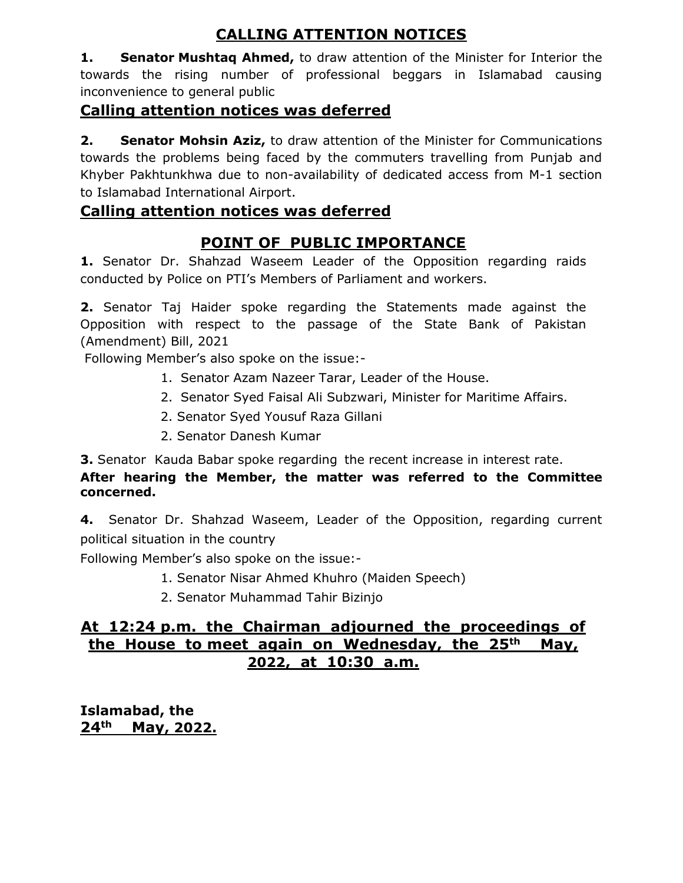## CALLING ATTENTION NOTICES

**1. Senator Mushtaq Ahmed,** to draw attention of the Minister for Interior the towards the rising number of professional beggars in Islamabad causing inconvenience to general public

### Calling attention notices was deferred

**2. Senator Mohsin Aziz,** to draw attention of the Minister for Communications towards the problems being faced by the commuters travelling from Punjab and Khyber Pakhtunkhwa due to non-availability of dedicated access from M-1 section to Islamabad International Airport.

### Calling attention notices was deferred

## POINT OF PUBLIC IMPORTANCE

**1.** Senator Dr. Shahzad Waseem Leader of the Opposition regarding raids conducted by Police on PTI's Members of Parliament and workers.

**2.** Senator Taj Haider spoke regarding the Statements made against the Opposition with respect to the passage of the State Bank of Pakistan (Amendment) Bill, 2021

Following Member's also spoke on the issue:-

1. Senator Azam Nazeer Tarar, Leader of the House.
2. Senator Syed Faisal Ali Subzwari, Minister for Maritime Affairs.
2. Senator Syed Yousuf Raza Gillani
2. Senator Danesh Kumar

**3.** Senator Kauda Babar spoke regarding the recent increase in interest rate.

**After hearing the Member, the matter was referred to the Committee concerned.**

**4.** Senator Dr. Shahzad Waseem, Leader of the Opposition, regarding current political situation in the country

Following Member's also spoke on the issue:-

1. Senator Nisar Ahmed Khuhro (Maiden Speech)
2. Senator Muhammad Tahir Bizinjo

### At 12:24 p.m. the Chairman adjourned the proceedings of the House to meet again on Wednesday, the 25th May, 2022, at 10:30 a.m.

**Islamabad, the**
**24th May, 2022.**